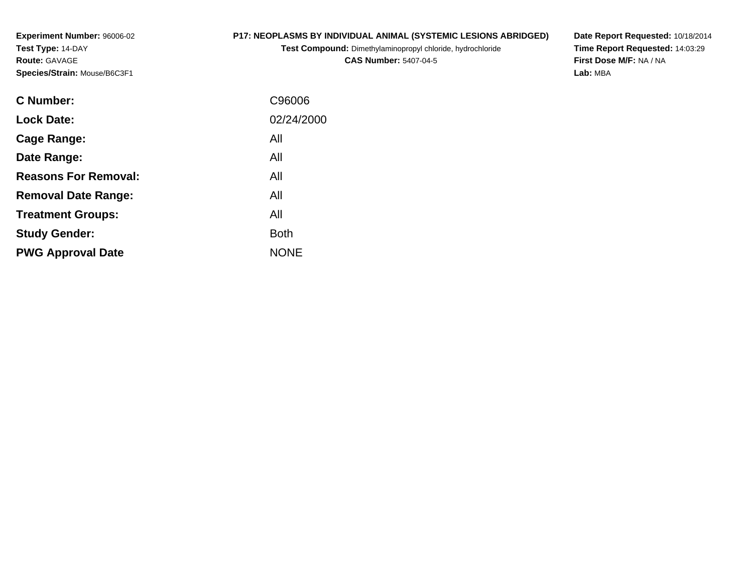**Experiment Number:** 96006-02
**Test Type:** 14-DAY
**Route:** GAVAGE
**Species/Strain:** Mouse/B6C3F1

**P17: NEOPLASMS BY INDIVIDUAL ANIMAL (SYSTEMIC LESIONS ABRIDGED)**
**Test Compound:** Dimethylaminopropyl chloride, hydrochloride
**CAS Number:** 5407-04-5

**Date Report Requested:** 10/18/2014
**Time Report Requested:** 14:03:29
**First Dose M/F:** NA / NA
**Lab:** MBA

| | |
|---|---|
| **C Number:** | C96006 |
| **Lock Date:** | 02/24/2000 |
| **Cage Range:** | All |
| **Date Range:** | All |
| **Reasons For Removal:** | All |
| **Removal Date Range:** | All |
| **Treatment Groups:** | All |
| **Study Gender:** | Both |
| **PWG Approval Date** | NONE |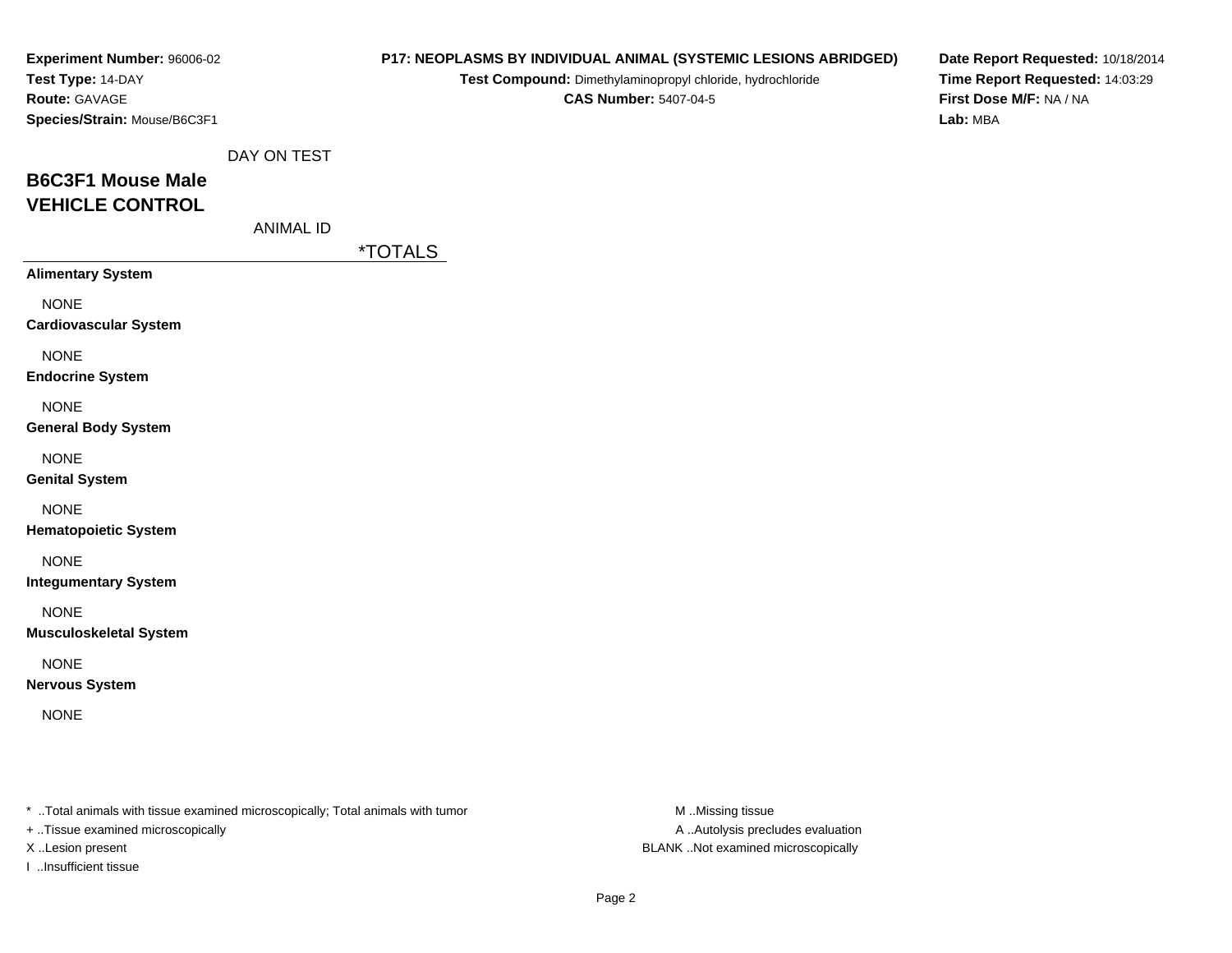**Experiment Number:** 96006-02
**Test Type:** 14-DAY
**Route:** GAVAGE
**Species/Strain:** Mouse/B6C3F1

**P17: NEOPLASMS BY INDIVIDUAL ANIMAL (SYSTEMIC LESIONS ABRIDGED)**
**Test Compound:** Dimethylaminopropyl chloride, hydrochloride
**CAS Number:** 5407-04-5

**Date Report Requested:** 10/18/2014
**Time Report Requested:** 14:03:29
**First Dose M/F:** NA / NA
**Lab:** MBA

DAY ON TEST

## B6C3F1 Mouse Male
## VEHICLE CONTROL

ANIMAL ID

| | *TOTALS |
|---|---|
| **Alimentary System** | |
| NONE | |
| **Cardiovascular System** | |
| NONE | |
| **Endocrine System** | |
| NONE | |
| **General Body System** | |
| NONE | |
| **Genital System** | |
| NONE | |
| **Hematopoietic System** | |
| NONE | |
| **Integumentary System** | |
| NONE | |
| **Musculoskeletal System** | |
| NONE | |
| **Nervous System** | |
| NONE | |

* ..Total animals with tissue examined microscopically; Total animals with tumor
+ ..Tissue examined microscopically
X ..Lesion present
I ..Insufficient tissue

M ..Missing tissue
A ..Autolysis precludes evaluation
BLANK ..Not examined microscopically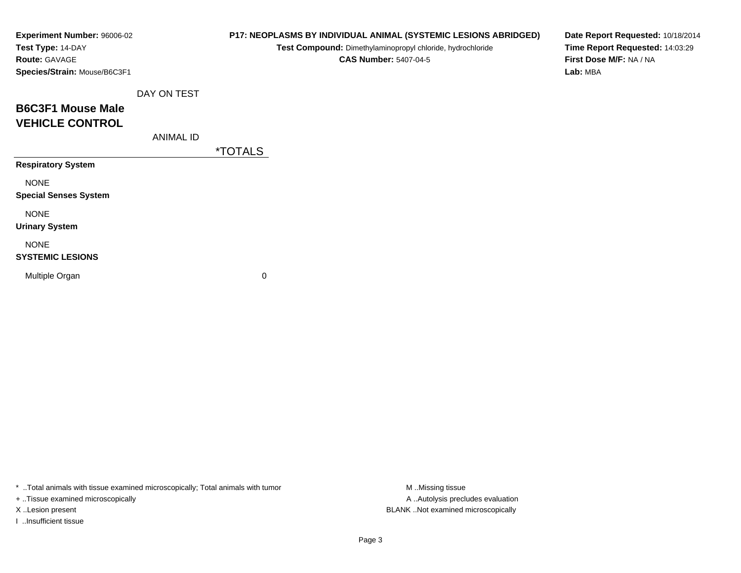**Experiment Number:** 96006-02
**Test Type:** 14-DAY
**Route:** GAVAGE
**Species/Strain:** Mouse/B6C3F1

**P17: NEOPLASMS BY INDIVIDUAL ANIMAL (SYSTEMIC LESIONS ABRIDGED)**
**Test Compound:** Dimethylaminopropyl chloride, hydrochloride
**CAS Number:** 5407-04-5

**Date Report Requested:** 10/18/2014
**Time Report Requested:** 14:03:29
**First Dose M/F:** NA / NA
**Lab:** MBA

DAY ON TEST

## B6C3F1 Mouse Male
## VEHICLE CONTROL

ANIMAL ID

| | *TOTALS |
|---|---|
| **Respiratory System** | |
| NONE | |
| **Special Senses System** | |
| NONE | |
| **Urinary System** | |
| NONE | |
| **SYSTEMIC LESIONS** | |
| Multiple Organ | 0 |

* ..Total animals with tissue examined microscopically; Total animals with tumor
+ ..Tissue examined microscopically
X ..Lesion present
I ..Insufficient tissue

M ..Missing tissue
A ..Autolysis precludes evaluation
BLANK ..Not examined microscopically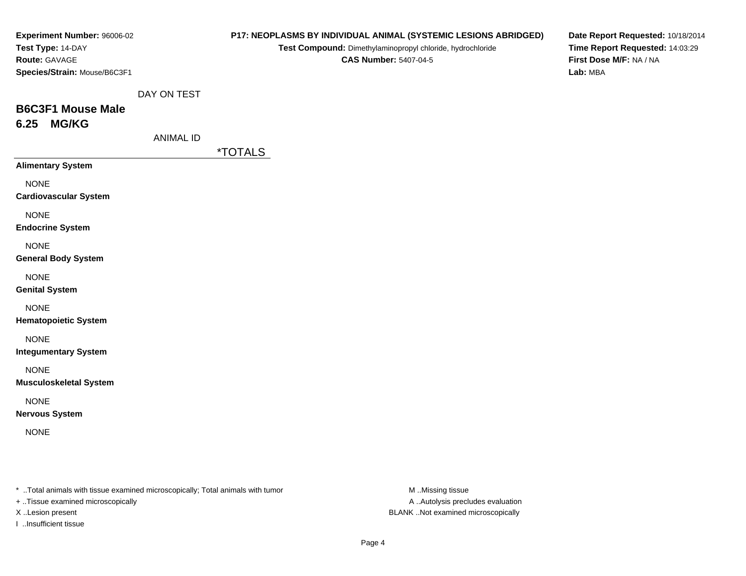**Experiment Number:** 96006-02
**Test Type:** 14-DAY
**Route:** GAVAGE
**Species/Strain:** Mouse/B6C3F1

**P17: NEOPLASMS BY INDIVIDUAL ANIMAL (SYSTEMIC LESIONS ABRIDGED)**
**Test Compound:** Dimethylaminopropyl chloride, hydrochloride
**CAS Number:** 5407-04-5

**Date Report Requested:** 10/18/2014
**Time Report Requested:** 14:03:29
**First Dose M/F:** NA / NA
**Lab:** MBA

DAY ON TEST

## B6C3F1 Mouse Male
## 6.25 MG/KG

ANIMAL ID

| | *TOTALS |
|---|---|
| **Alimentary System** | |
| NONE | |
| **Cardiovascular System** | |
| NONE | |
| **Endocrine System** | |
| NONE | |
| **General Body System** | |
| NONE | |
| **Genital System** | |
| NONE | |
| **Hematopoietic System** | |
| NONE | |
| **Integumentary System** | |
| NONE | |
| **Musculoskeletal System** | |
| NONE | |
| **Nervous System** | |
| NONE | |

* ..Total animals with tissue examined microscopically; Total animals with tumor
+ ..Tissue examined microscopically
X ..Lesion present
I ..Insufficient tissue

M ..Missing tissue
A ..Autolysis precludes evaluation
BLANK ..Not examined microscopically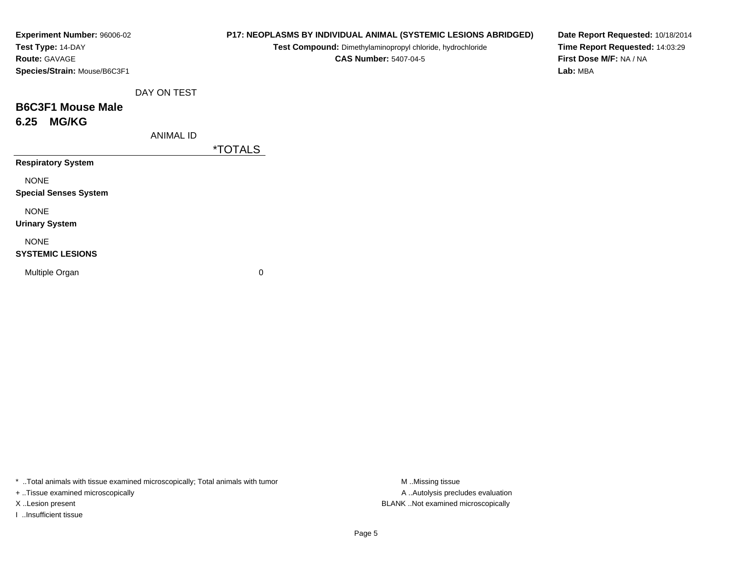**Experiment Number:** 96006-02
**Test Type:** 14-DAY
**Route:** GAVAGE
**Species/Strain:** Mouse/B6C3F1

**P17: NEOPLASMS BY INDIVIDUAL ANIMAL (SYSTEMIC LESIONS ABRIDGED)**
**Test Compound:** Dimethylaminopropyl chloride, hydrochloride
**CAS Number:** 5407-04-5

**Date Report Requested:** 10/18/2014
**Time Report Requested:** 14:03:29
**First Dose M/F:** NA / NA
**Lab:** MBA

DAY ON TEST

## B6C3F1 Mouse Male
## 6.25 MG/KG

| ANIMAL ID | *TOTALS |
|---|---|
| **Respiratory System** | |
| NONE | |
| **Special Senses System** | |
| NONE | |
| **Urinary System** | |
| NONE | |
| **SYSTEMIC LESIONS** | |
| Multiple Organ | 0 |

* ..Total animals with tissue examined microscopically; Total animals with tumor
+ ..Tissue examined microscopically
X ..Lesion present
I ..Insufficient tissue

M ..Missing tissue
A ..Autolysis precludes evaluation
BLANK ..Not examined microscopically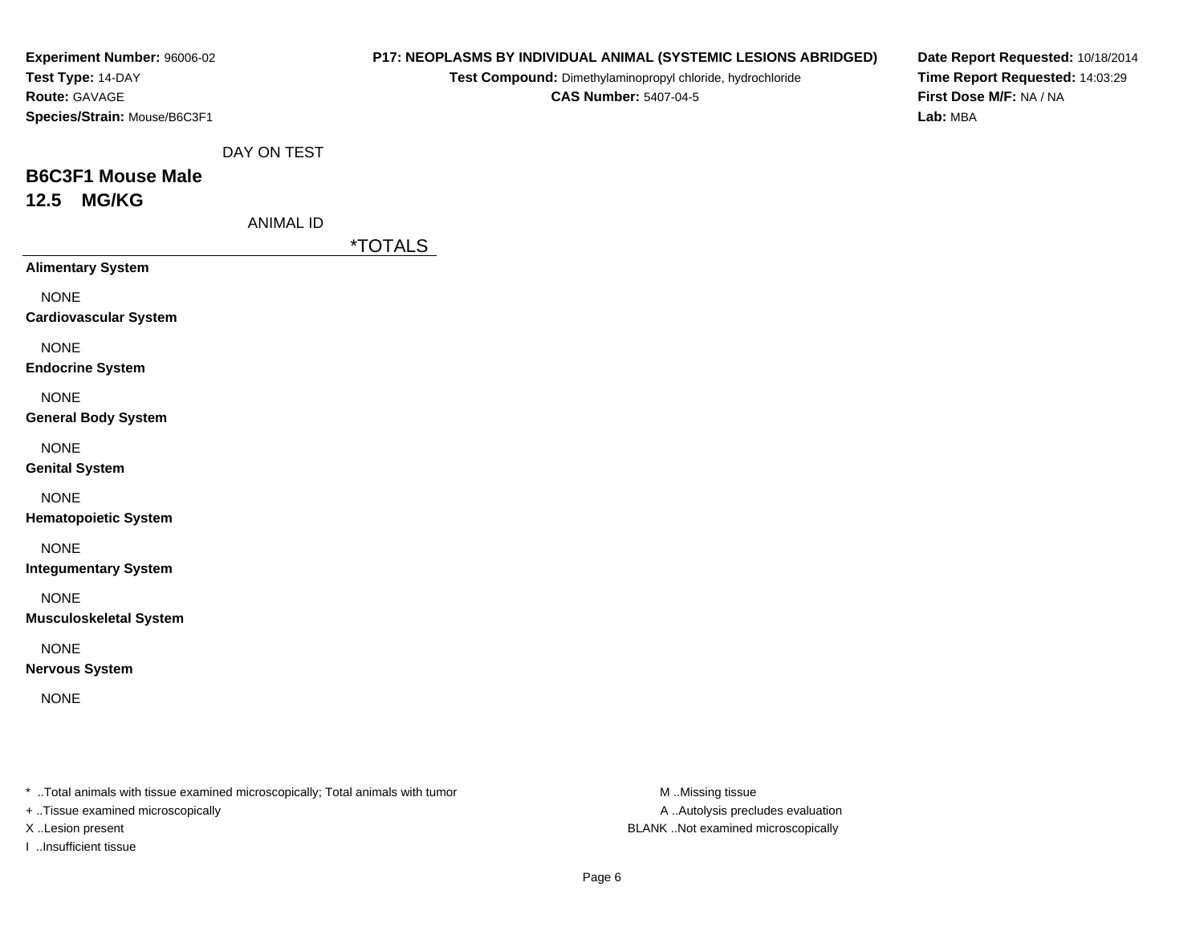**Experiment Number:** 96006-02
**Test Type:** 14-DAY
**Route:** GAVAGE
**Species/Strain:** Mouse/B6C3F1

**P17: NEOPLASMS BY INDIVIDUAL ANIMAL (SYSTEMIC LESIONS ABRIDGED)**
**Test Compound:** Dimethylaminopropyl chloride, hydrochloride
**CAS Number:** 5407-04-5

**Date Report Requested:** 10/18/2014
**Time Report Requested:** 14:03:29
**First Dose M/F:** NA / NA
**Lab:** MBA

DAY ON TEST

## B6C3F1 Mouse Male
## 12.5 MG/KG

ANIMAL ID

| | *TOTALS |
|---|---|
| **Alimentary System** | |
| NONE | |
| **Cardiovascular System** | |
| NONE | |
| **Endocrine System** | |
| NONE | |
| **General Body System** | |
| NONE | |
| **Genital System** | |
| NONE | |
| **Hematopoietic System** | |
| NONE | |
| **Integumentary System** | |
| NONE | |
| **Musculoskeletal System** | |
| NONE | |
| **Nervous System** | |
| NONE | |

* ..Total animals with tissue examined microscopically; Total animals with tumor
+ ..Tissue examined microscopically
X ..Lesion present
I ..Insufficient tissue

M ..Missing tissue
A ..Autolysis precludes evaluation
BLANK ..Not examined microscopically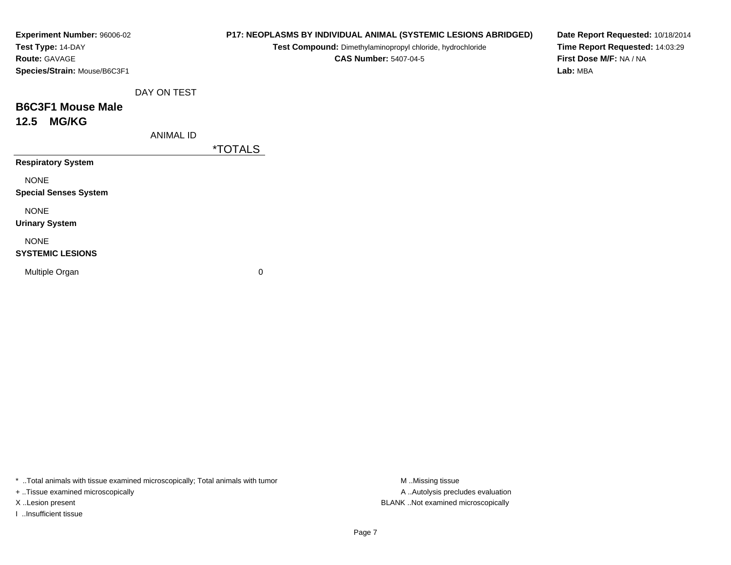**Experiment Number:** 96006-02
**Test Type:** 14-DAY
**Route:** GAVAGE
**Species/Strain:** Mouse/B6C3F1

**P17: NEOPLASMS BY INDIVIDUAL ANIMAL (SYSTEMIC LESIONS ABRIDGED)**
**Test Compound:** Dimethylaminopropyl chloride, hydrochloride
**CAS Number:** 5407-04-5

**Date Report Requested:** 10/18/2014
**Time Report Requested:** 14:03:29
**First Dose M/F:** NA / NA
**Lab:** MBA

DAY ON TEST

## B6C3F1 Mouse Male
## 12.5 MG/KG

| ANIMAL ID | *TOTALS |
|---|---|
| **Respiratory System** | |
| NONE | |
| **Special Senses System** | |
| NONE | |
| **Urinary System** | |
| NONE | |
| **SYSTEMIC LESIONS** | |
| Multiple Organ | 0 |

\* ..Total animals with tissue examined microscopically; Total animals with tumor
+ ..Tissue examined microscopically
X ..Lesion present
I ..Insufficient tissue

M ..Missing tissue
A ..Autolysis precludes evaluation
BLANK ..Not examined microscopically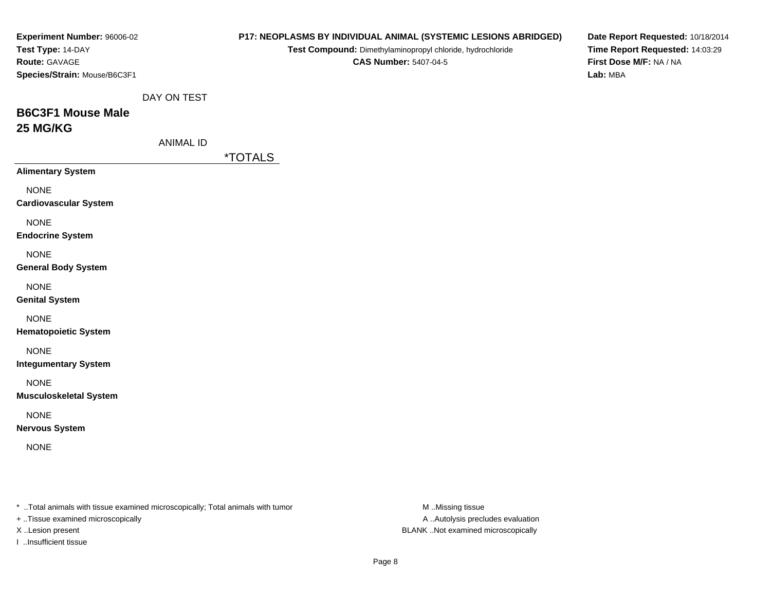**Experiment Number:** 96006-02
**Test Type:** 14-DAY
**Route:** GAVAGE
**Species/Strain:** Mouse/B6C3F1

**P17: NEOPLASMS BY INDIVIDUAL ANIMAL (SYSTEMIC LESIONS ABRIDGED)**
**Test Compound:** Dimethylaminopropyl chloride, hydrochloride
**CAS Number:** 5407-04-5

**Date Report Requested:** 10/18/2014
**Time Report Requested:** 14:03:29
**First Dose M/F:** NA / NA
**Lab:** MBA

DAY ON TEST

## B6C3F1 Mouse Male
## 25 MG/KG

ANIMAL ID

| | *TOTALS |
|---|---|
| **Alimentary System** | |
| NONE | |
| **Cardiovascular System** | |
| NONE | |
| **Endocrine System** | |
| NONE | |
| **General Body System** | |
| NONE | |
| **Genital System** | |
| NONE | |
| **Hematopoietic System** | |
| NONE | |
| **Integumentary System** | |
| NONE | |
| **Musculoskeletal System** | |
| NONE | |
| **Nervous System** | |
| NONE | |

* ..Total animals with tissue examined microscopically; Total animals with tumor
+ ..Tissue examined microscopically
X ..Lesion present
I ..Insufficient tissue

M ..Missing tissue
A ..Autolysis precludes evaluation
BLANK ..Not examined microscopically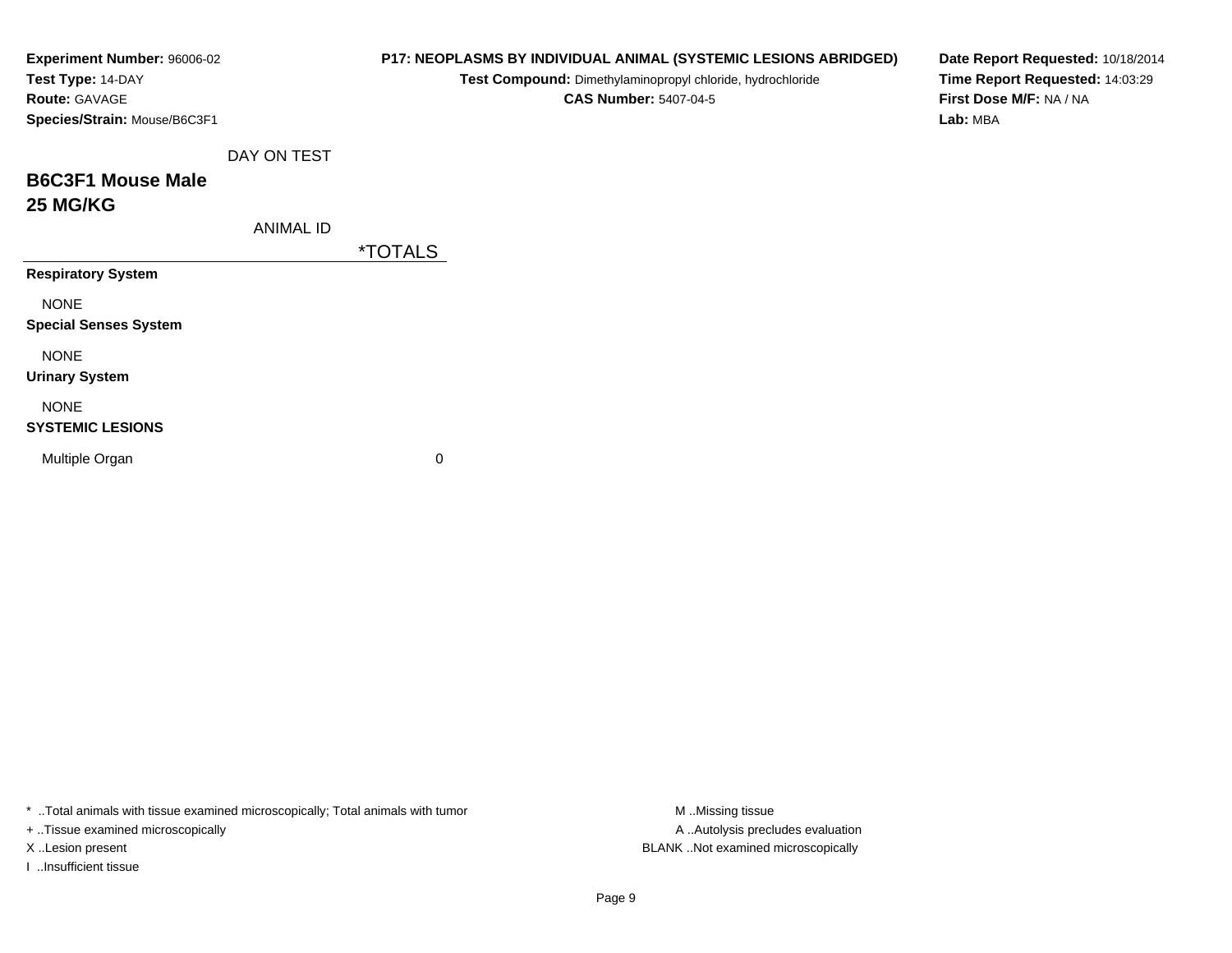**Experiment Number:** 96006-02
**Test Type:** 14-DAY
**Route:** GAVAGE
**Species/Strain:** Mouse/B6C3F1

**P17: NEOPLASMS BY INDIVIDUAL ANIMAL (SYSTEMIC LESIONS ABRIDGED)**
**Test Compound:** Dimethylaminopropyl chloride, hydrochloride
**CAS Number:** 5407-04-5

**Date Report Requested:** 10/18/2014
**Time Report Requested:** 14:03:29
**First Dose M/F:** NA / NA
**Lab:** MBA

DAY ON TEST

## B6C3F1 Mouse Male
## 25 MG/KG

| ANIMAL ID | *TOTALS |
|---|---|
| **Respiratory System** | |
| NONE | |
| **Special Senses System** | |
| NONE | |
| **Urinary System** | |
| NONE | |
| **SYSTEMIC LESIONS** | |
| Multiple Organ | 0 |

* ..Total animals with tissue examined microscopically; Total animals with tumor
+ ..Tissue examined microscopically
X ..Lesion present
I ..Insufficient tissue

M ..Missing tissue
A ..Autolysis precludes evaluation
BLANK ..Not examined microscopically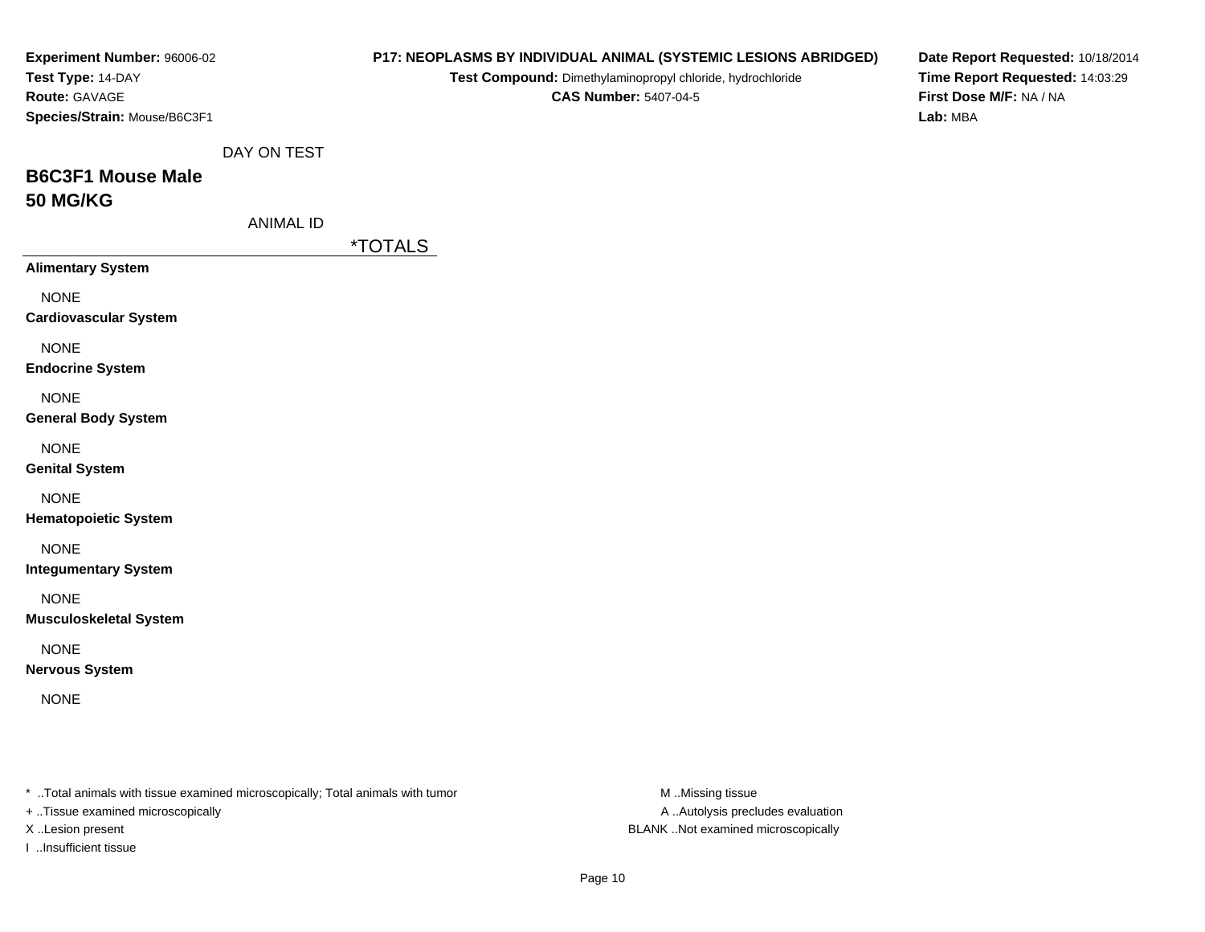**Experiment Number:** 96006-02
**Test Type:** 14-DAY
**Route:** GAVAGE
**Species/Strain:** Mouse/B6C3F1

**P17: NEOPLASMS BY INDIVIDUAL ANIMAL (SYSTEMIC LESIONS ABRIDGED)**
**Test Compound:** Dimethylaminopropyl chloride, hydrochloride
**CAS Number:** 5407-04-5

**Date Report Requested:** 10/18/2014
**Time Report Requested:** 14:03:29
**First Dose M/F:** NA / NA
**Lab:** MBA

DAY ON TEST

## B6C3F1 Mouse Male
## 50 MG/KG

ANIMAL ID

| | *TOTALS |
|---|---|
| **Alimentary System** | |
| NONE | |
| **Cardiovascular System** | |
| NONE | |
| **Endocrine System** | |
| NONE | |
| **General Body System** | |
| NONE | |
| **Genital System** | |
| NONE | |
| **Hematopoietic System** | |
| NONE | |
| **Integumentary System** | |
| NONE | |
| **Musculoskeletal System** | |
| NONE | |
| **Nervous System** | |
| NONE | |

* ..Total animals with tissue examined microscopically; Total animals with tumor
+ ..Tissue examined microscopically
X ..Lesion present
I ..Insufficient tissue

M ..Missing tissue
A ..Autolysis precludes evaluation
BLANK ..Not examined microscopically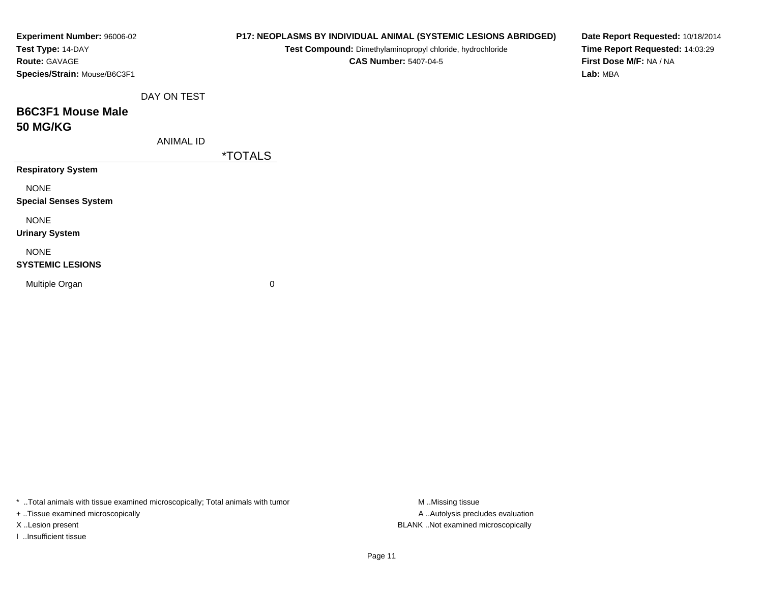**Experiment Number:** 96006-02
**Test Type:** 14-DAY
**Route:** GAVAGE
**Species/Strain:** Mouse/B6C3F1

**P17: NEOPLASMS BY INDIVIDUAL ANIMAL (SYSTEMIC LESIONS ABRIDGED)**
**Test Compound:** Dimethylaminopropyl chloride, hydrochloride
**CAS Number:** 5407-04-5

**Date Report Requested:** 10/18/2014
**Time Report Requested:** 14:03:29
**First Dose M/F:** NA / NA
**Lab:** MBA

## B6C3F1 Mouse Male
## 50 MG/KG

| DAY ON TEST / ANIMAL ID | *TOTALS |
|---|---|
| **Respiratory System** | |
| NONE | |
| **Special Senses System** | |
| NONE | |
| **Urinary System** | |
| NONE | |
| **SYSTEMIC LESIONS** | |
| Multiple Organ | 0 |

* ..Total animals with tissue examined microscopically; Total animals with tumor
+ ..Tissue examined microscopically
X ..Lesion present
I ..Insufficient tissue

M ..Missing tissue
A ..Autolysis precludes evaluation
BLANK ..Not examined microscopically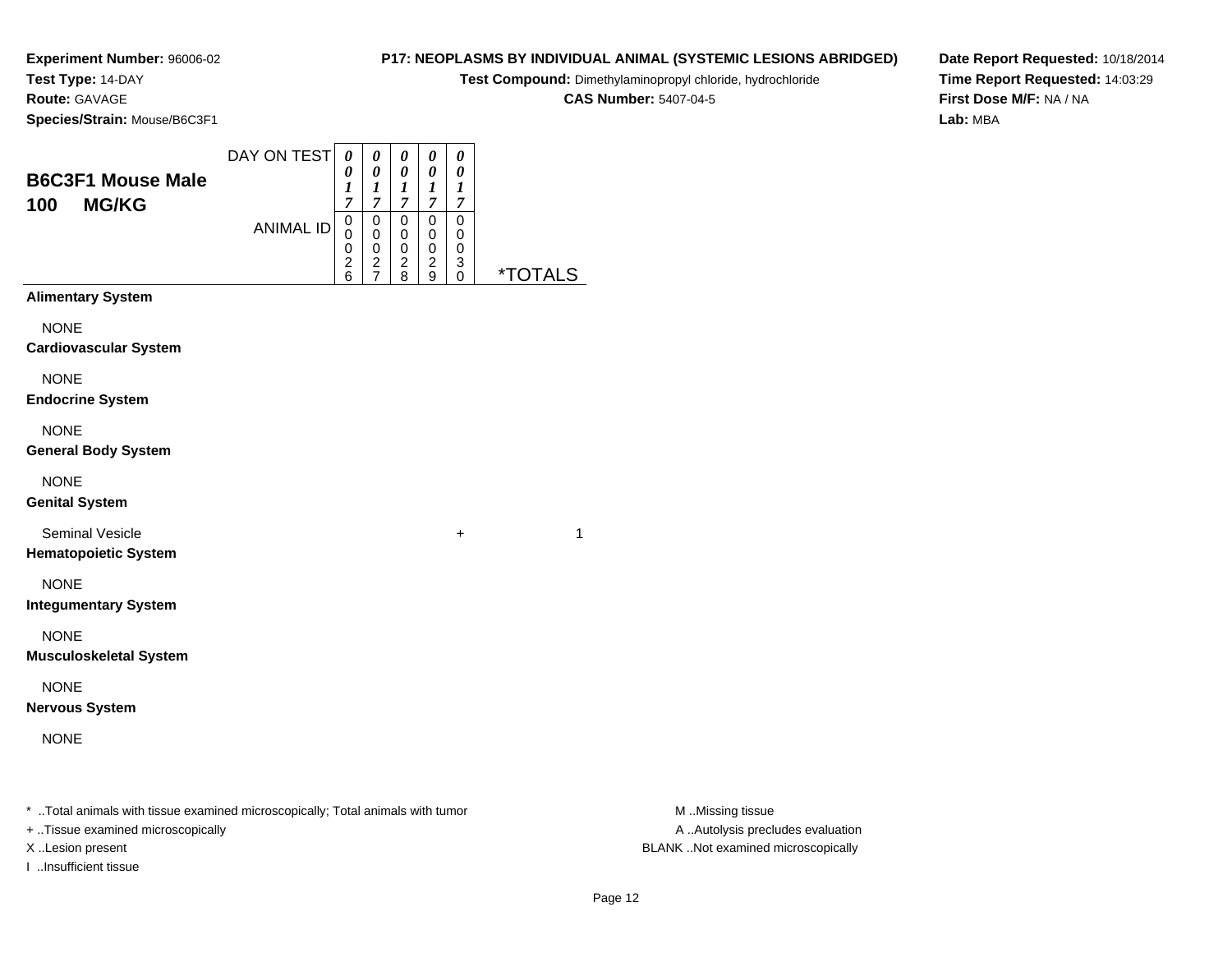**Experiment Number:** 96006-02
**Test Type:** 14-DAY
**Route:** GAVAGE
**Species/Strain:** Mouse/B6C3F1

**P17: NEOPLASMS BY INDIVIDUAL ANIMAL (SYSTEMIC LESIONS ABRIDGED)**
**Test Compound:** Dimethylaminopropyl chloride, hydrochloride
**CAS Number:** 5407-04-5

**Date Report Requested:** 10/18/2014
**Time Report Requested:** 14:03:29
**First Dose M/F:** NA / NA
**Lab:** MBA

## B6C3F1 Mouse Male 100 MG/KG

| DAY ON TEST | 0017 | 0017 | 0017 | 0017 | 0017 | |
|---|---|---|---|---|---|---|
| **ANIMAL ID** | 00026 | 00027 | 00028 | 00029 | 00030 | ***TOTALS** |
| **Alimentary System** | | | | | | |
| NONE | | | | | | |
| **Cardiovascular System** | | | | | | |
| NONE | | | | | | |
| **Endocrine System** | | | | | | |
| NONE | | | | | | |
| **General Body System** | | | | | | |
| NONE | | | | | | |
| **Genital System** | | | | | | |
| Seminal Vesicle | | | | | + | 1 |
| **Hematopoietic System** | | | | | | |
| NONE | | | | | | |
| **Integumentary System** | | | | | | |
| NONE | | | | | | |
| **Musculoskeletal System** | | | | | | |
| NONE | | | | | | |
| **Nervous System** | | | | | | |
| NONE | | | | | | |

* ..Total animals with tissue examined microscopically; Total animals with tumor
+ ..Tissue examined microscopically
X ..Lesion present
I ..Insufficient tissue

M ..Missing tissue
A ..Autolysis precludes evaluation
BLANK ..Not examined microscopically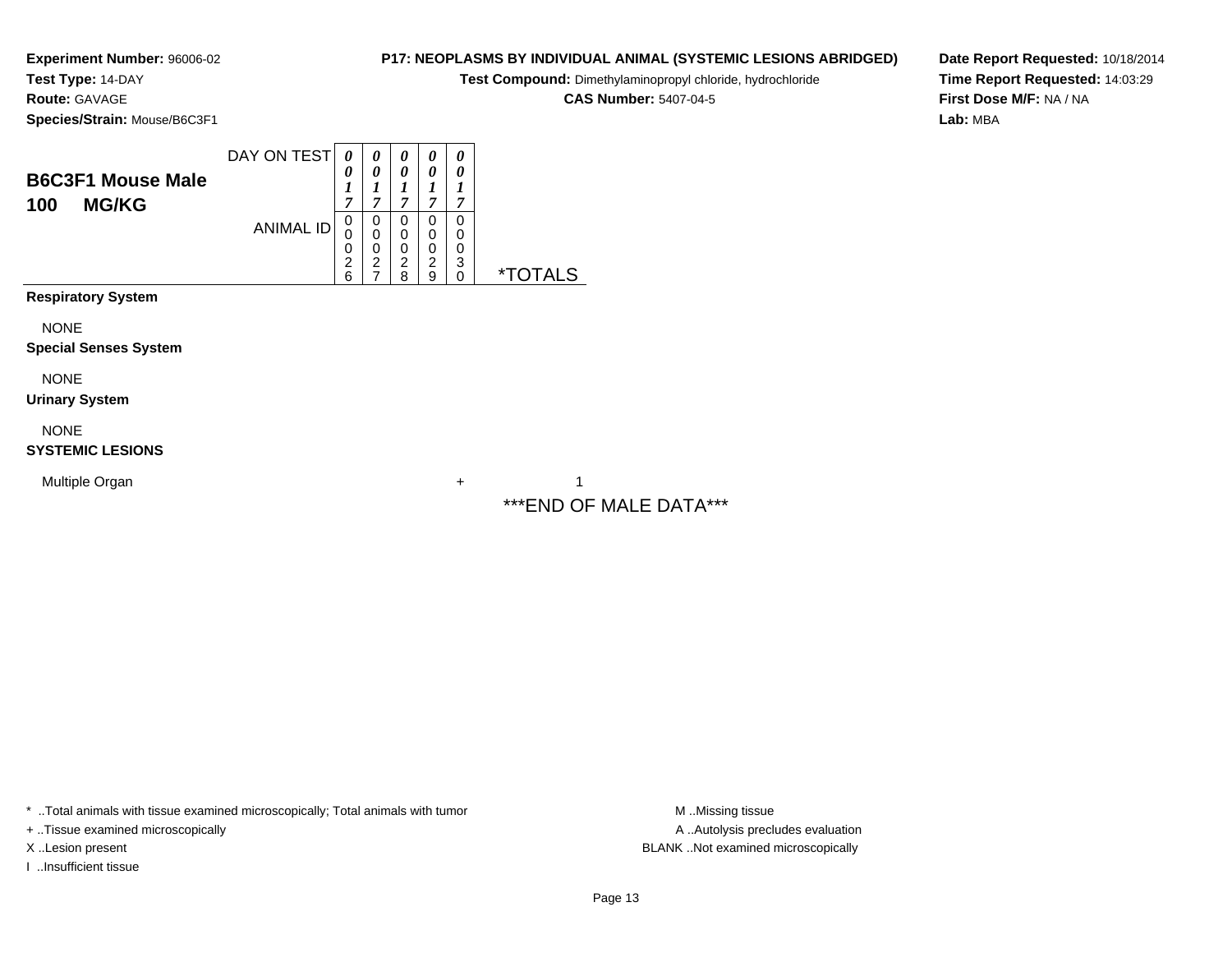**Experiment Number:** 96006-02
**Test Type:** 14-DAY
**Route:** GAVAGE
**Species/Strain:** Mouse/B6C3F1

**P17: NEOPLASMS BY INDIVIDUAL ANIMAL (SYSTEMIC LESIONS ABRIDGED)**
**Test Compound:** Dimethylaminopropyl chloride, hydrochloride
**CAS Number:** 5407-04-5

**Date Report Requested:** 10/18/2014
**Time Report Requested:** 14:03:29
**First Dose M/F:** NA / NA
**Lab:** MBA

## B6C3F1 Mouse Male
## 100 MG/KG

| DAY ON TEST | 0017 | 0017 | 0017 | 0017 | 0017 | |
|---|---|---|---|---|---|---|
| ANIMAL ID | 00026 | 00027 | 00028 | 00029 | 00030 | *TOTALS |
| **Respiratory System** | | | | | | |
| NONE | | | | | | |
| **Special Senses System** | | | | | | |
| NONE | | | | | | |
| **Urinary System** | | | | | | |
| NONE | | | | | | |
| **SYSTEMIC LESIONS** | | | | | | |
| Multiple Organ | | | | | + | 1 |

***END OF MALE DATA***

* ..Total animals with tissue examined microscopically; Total animals with tumor
+ ..Tissue examined microscopically
X ..Lesion present
I ..Insufficient tissue

M ..Missing tissue
A ..Autolysis precludes evaluation
BLANK ..Not examined microscopically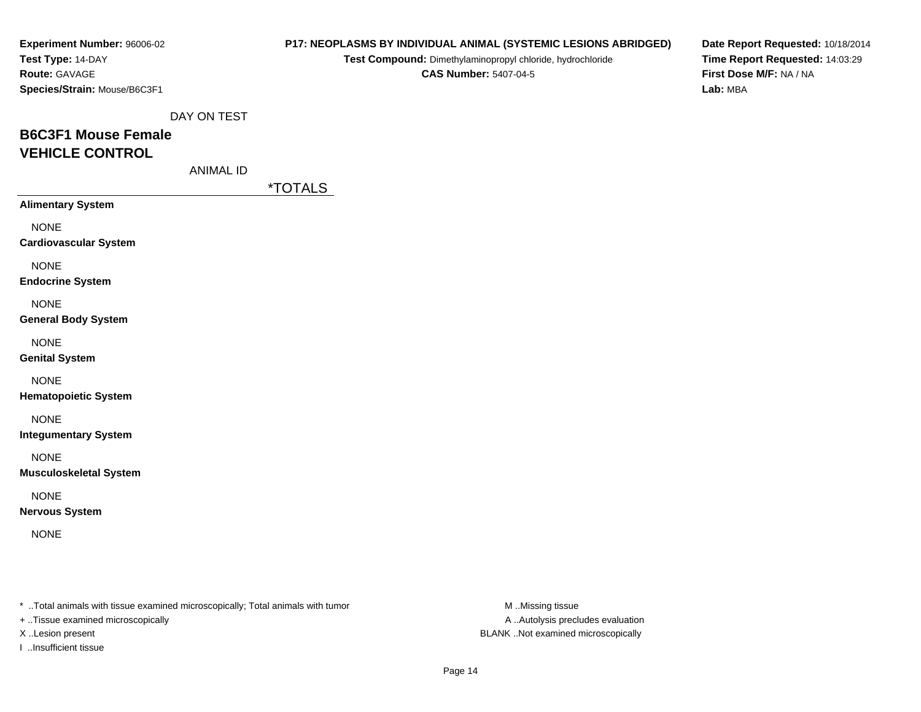**Experiment Number:** 96006-02
**Test Type:** 14-DAY
**Route:** GAVAGE
**Species/Strain:** Mouse/B6C3F1

**P17: NEOPLASMS BY INDIVIDUAL ANIMAL (SYSTEMIC LESIONS ABRIDGED)**
**Test Compound:** Dimethylaminopropyl chloride, hydrochloride
**CAS Number:** 5407-04-5

**Date Report Requested:** 10/18/2014
**Time Report Requested:** 14:03:29
**First Dose M/F:** NA / NA
**Lab:** MBA

DAY ON TEST

## B6C3F1 Mouse Female
## VEHICLE CONTROL

ANIMAL ID

| | *TOTALS |
|---|---|
| **Alimentary System** | |
| NONE | |
| **Cardiovascular System** | |
| NONE | |
| **Endocrine System** | |
| NONE | |
| **General Body System** | |
| NONE | |
| **Genital System** | |
| NONE | |
| **Hematopoietic System** | |
| NONE | |
| **Integumentary System** | |
| NONE | |
| **Musculoskeletal System** | |
| NONE | |
| **Nervous System** | |
| NONE | |

* ..Total animals with tissue examined microscopically; Total animals with tumor
+ ..Tissue examined microscopically
X ..Lesion present
I ..Insufficient tissue

M ..Missing tissue
A ..Autolysis precludes evaluation
BLANK ..Not examined microscopically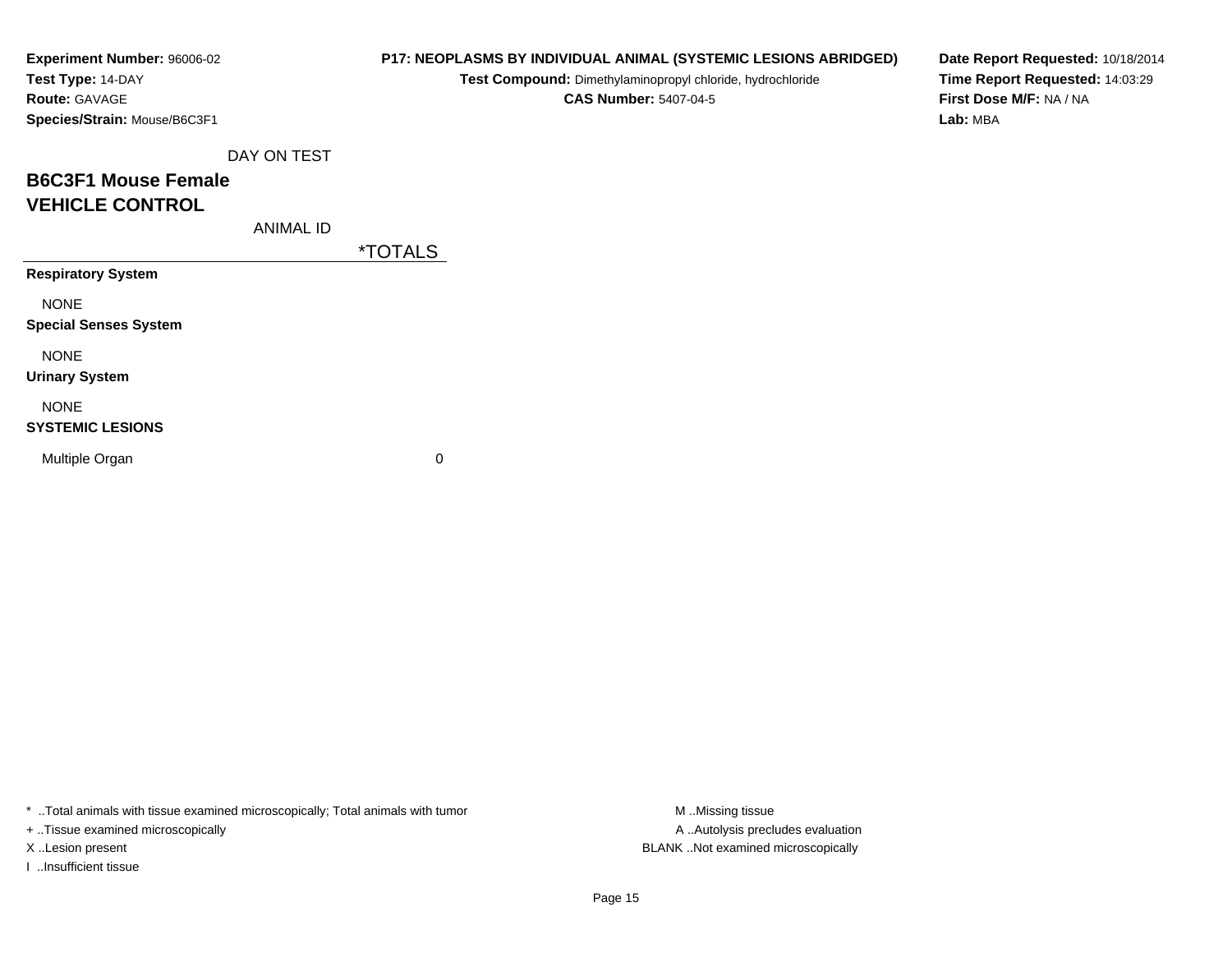**Experiment Number:** 96006-02
**Test Type:** 14-DAY
**Route:** GAVAGE
**Species/Strain:** Mouse/B6C3F1

**P17: NEOPLASMS BY INDIVIDUAL ANIMAL (SYSTEMIC LESIONS ABRIDGED)**
**Test Compound:** Dimethylaminopropyl chloride, hydrochloride
**CAS Number:** 5407-04-5

**Date Report Requested:** 10/18/2014
**Time Report Requested:** 14:03:29
**First Dose M/F:** NA / NA
**Lab:** MBA

DAY ON TEST

## B6C3F1 Mouse Female
## VEHICLE CONTROL

| ANIMAL ID | *TOTALS |
|---|---|
| **Respiratory System** | |
| NONE | |
| **Special Senses System** | |
| NONE | |
| **Urinary System** | |
| NONE | |
| **SYSTEMIC LESIONS** | |
| Multiple Organ | 0 |

* ..Total animals with tissue examined microscopically; Total animals with tumor
+ ..Tissue examined microscopically
X ..Lesion present
I ..Insufficient tissue

M ..Missing tissue
A ..Autolysis precludes evaluation
BLANK ..Not examined microscopically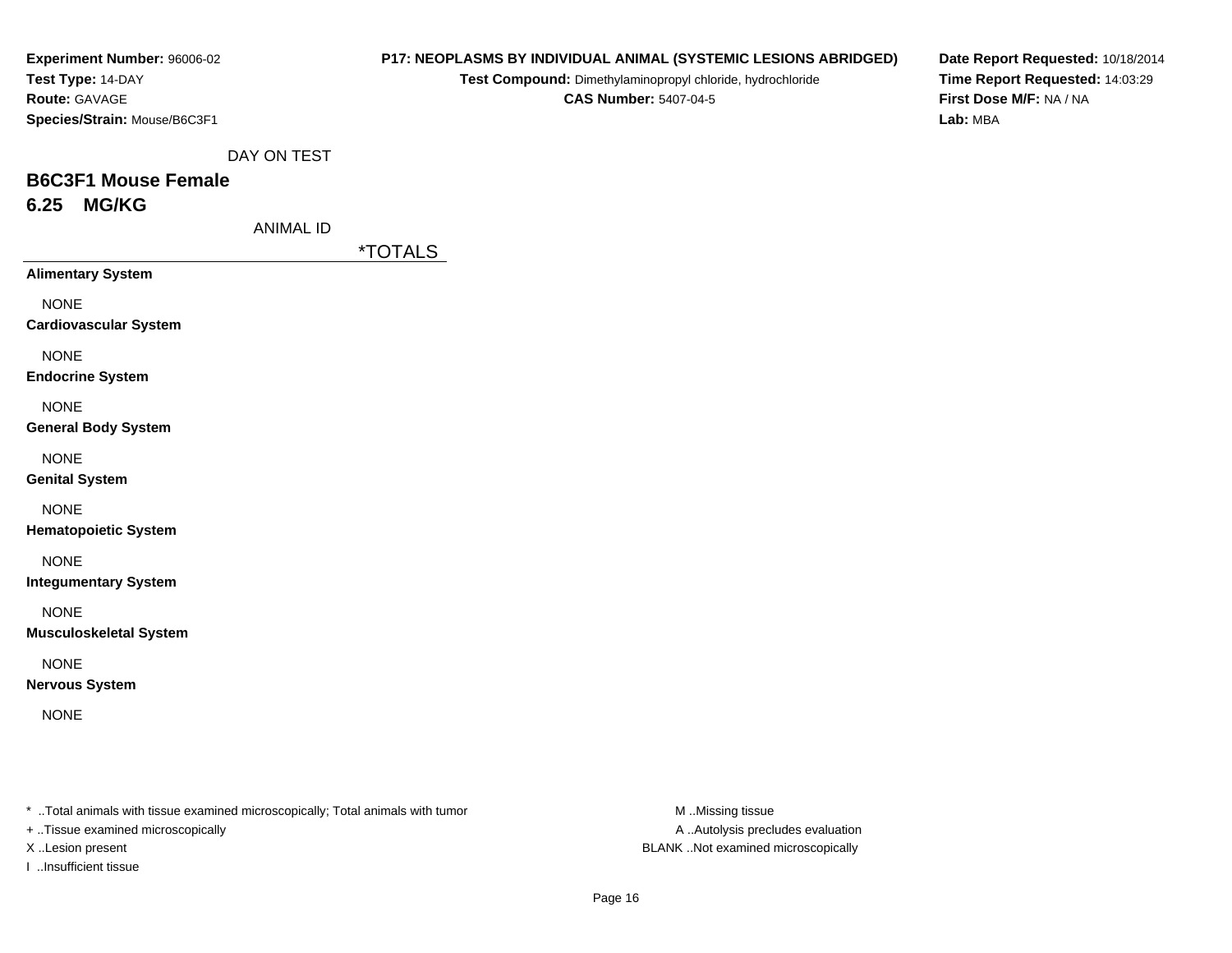**Experiment Number:** 96006-02
**Test Type:** 14-DAY
**Route:** GAVAGE
**Species/Strain:** Mouse/B6C3F1

**P17: NEOPLASMS BY INDIVIDUAL ANIMAL (SYSTEMIC LESIONS ABRIDGED)**
**Test Compound:** Dimethylaminopropyl chloride, hydrochloride
**CAS Number:** 5407-04-5

**Date Report Requested:** 10/18/2014
**Time Report Requested:** 14:03:29
**First Dose M/F:** NA / NA
**Lab:** MBA

DAY ON TEST

## B6C3F1 Mouse Female
## 6.25 MG/KG

ANIMAL ID

| | *TOTALS |
|---|---|
| **Alimentary System** | |
| NONE | |
| **Cardiovascular System** | |
| NONE | |
| **Endocrine System** | |
| NONE | |
| **General Body System** | |
| NONE | |
| **Genital System** | |
| NONE | |
| **Hematopoietic System** | |
| NONE | |
| **Integumentary System** | |
| NONE | |
| **Musculoskeletal System** | |
| NONE | |
| **Nervous System** | |
| NONE | |

* ..Total animals with tissue examined microscopically; Total animals with tumor
+ ..Tissue examined microscopically
X ..Lesion present
I ..Insufficient tissue

M ..Missing tissue
A ..Autolysis precludes evaluation
BLANK ..Not examined microscopically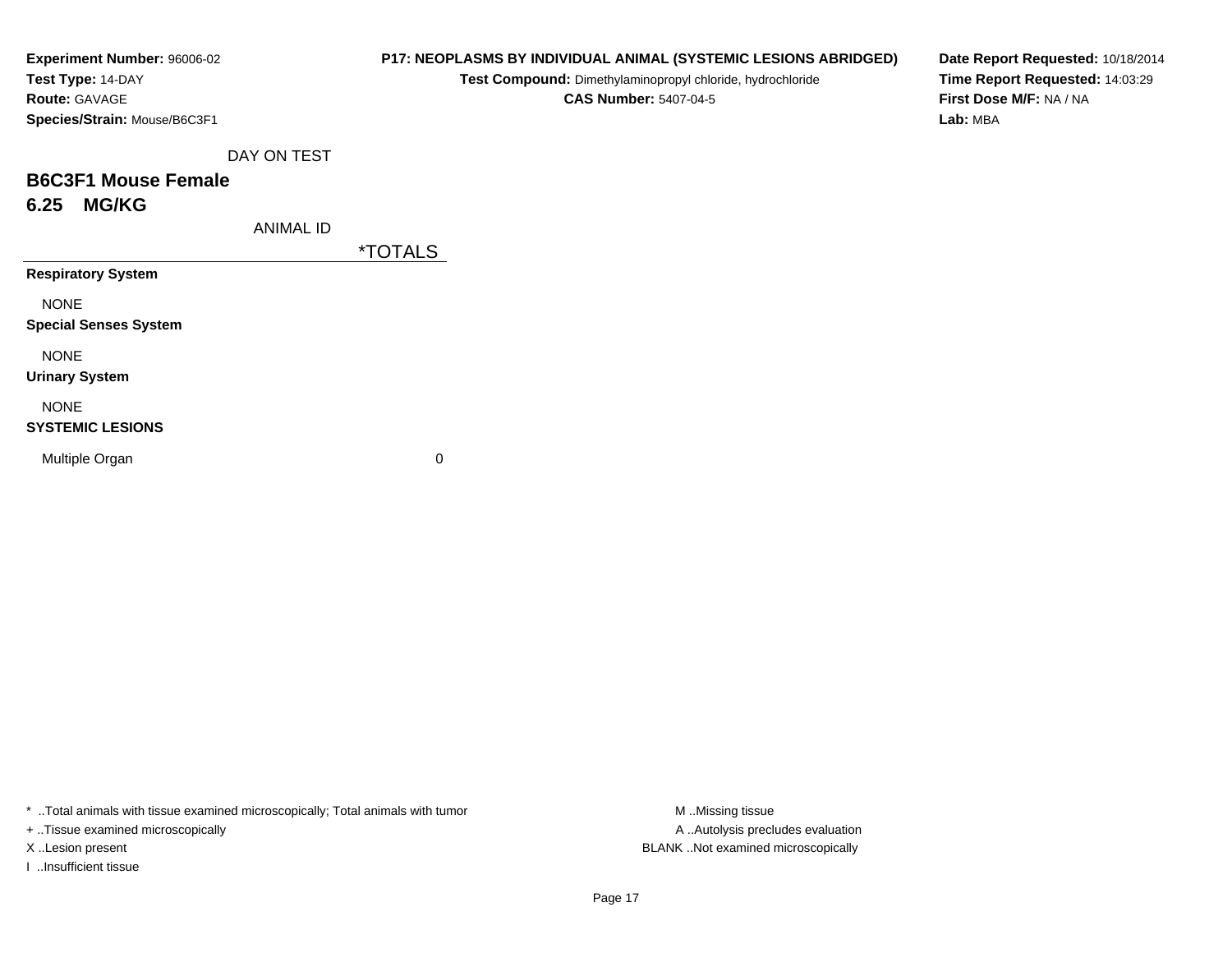**Experiment Number:** 96006-02
**Test Type:** 14-DAY
**Route:** GAVAGE
**Species/Strain:** Mouse/B6C3F1

**P17: NEOPLASMS BY INDIVIDUAL ANIMAL (SYSTEMIC LESIONS ABRIDGED)**
**Test Compound:** Dimethylaminopropyl chloride, hydrochloride
**CAS Number:** 5407-04-5

**Date Report Requested:** 10/18/2014
**Time Report Requested:** 14:03:29
**First Dose M/F:** NA / NA
**Lab:** MBA

DAY ON TEST

## B6C3F1 Mouse Female
## 6.25 MG/KG

| ANIMAL ID | *TOTALS |
|---|---|
| **Respiratory System** | |
| NONE | |
| **Special Senses System** | |
| NONE | |
| **Urinary System** | |
| NONE | |
| **SYSTEMIC LESIONS** | |
| Multiple Organ | 0 |

* ..Total animals with tissue examined microscopically; Total animals with tumor
+ ..Tissue examined microscopically
X ..Lesion present
I ..Insufficient tissue

M ..Missing tissue
A ..Autolysis precludes evaluation
BLANK ..Not examined microscopically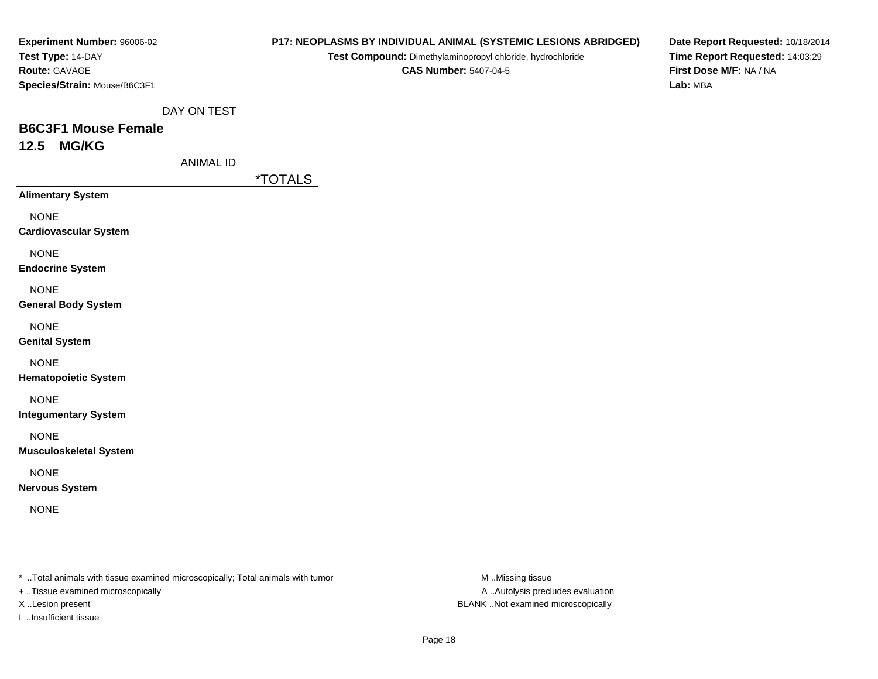**Experiment Number:** 96006-02
**Test Type:** 14-DAY
**Route:** GAVAGE
**Species/Strain:** Mouse/B6C3F1

**P17: NEOPLASMS BY INDIVIDUAL ANIMAL (SYSTEMIC LESIONS ABRIDGED)**
**Test Compound:** Dimethylaminopropyl chloride, hydrochloride
**CAS Number:** 5407-04-5

**Date Report Requested:** 10/18/2014
**Time Report Requested:** 14:03:29
**First Dose M/F:** NA / NA
**Lab:** MBA

DAY ON TEST

## B6C3F1 Mouse Female
## 12.5 MG/KG

ANIMAL ID

| | *TOTALS |
|---|---|
| **Alimentary System** | |
| NONE | |
| **Cardiovascular System** | |
| NONE | |
| **Endocrine System** | |
| NONE | |
| **General Body System** | |
| NONE | |
| **Genital System** | |
| NONE | |
| **Hematopoietic System** | |
| NONE | |
| **Integumentary System** | |
| NONE | |
| **Musculoskeletal System** | |
| NONE | |
| **Nervous System** | |
| NONE | |

* ..Total animals with tissue examined microscopically; Total animals with tumor
+ ..Tissue examined microscopically
X ..Lesion present
I ..Insufficient tissue

M ..Missing tissue
A ..Autolysis precludes evaluation
BLANK ..Not examined microscopically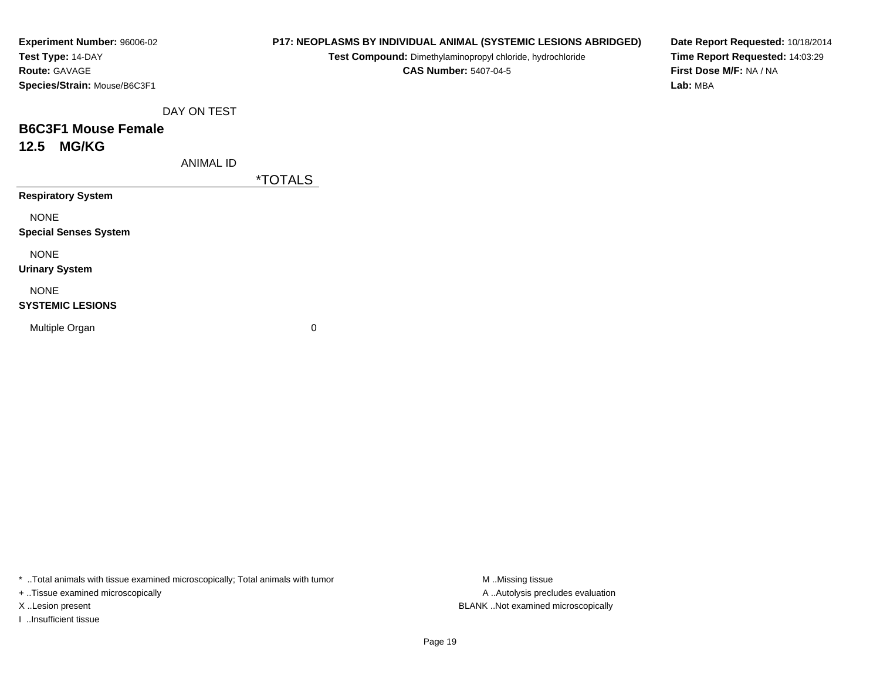**Experiment Number:** 96006-02
**Test Type:** 14-DAY
**Route:** GAVAGE
**Species/Strain:** Mouse/B6C3F1

**P17: NEOPLASMS BY INDIVIDUAL ANIMAL (SYSTEMIC LESIONS ABRIDGED)**
**Test Compound:** Dimethylaminopropyl chloride, hydrochloride
**CAS Number:** 5407-04-5

**Date Report Requested:** 10/18/2014
**Time Report Requested:** 14:03:29
**First Dose M/F:** NA / NA
**Lab:** MBA

DAY ON TEST

## B6C3F1 Mouse Female
## 12.5 MG/KG

| ANIMAL ID | *TOTALS |
|---|---|
| **Respiratory System** | |
| NONE | |
| **Special Senses System** | |
| NONE | |
| **Urinary System** | |
| NONE | |
| **SYSTEMIC LESIONS** | |
| Multiple Organ | 0 |

* ..Total animals with tissue examined microscopically; Total animals with tumor
+ ..Tissue examined microscopically
X ..Lesion present
I ..Insufficient tissue

M ..Missing tissue
A ..Autolysis precludes evaluation
BLANK ..Not examined microscopically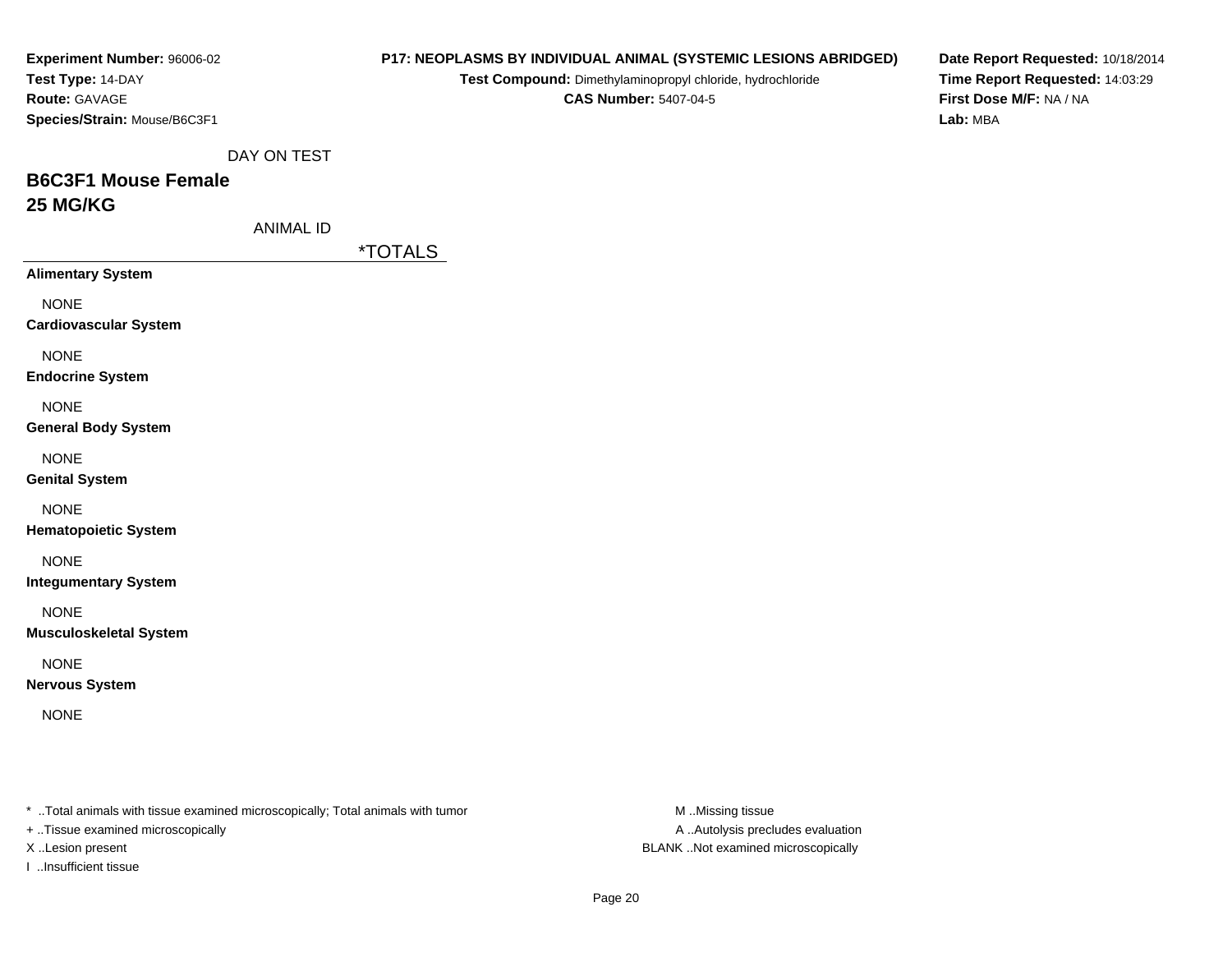**Experiment Number:** 96006-02
**Test Type:** 14-DAY
**Route:** GAVAGE
**Species/Strain:** Mouse/B6C3F1

**P17: NEOPLASMS BY INDIVIDUAL ANIMAL (SYSTEMIC LESIONS ABRIDGED)**
**Test Compound:** Dimethylaminopropyl chloride, hydrochloride
**CAS Number:** 5407-04-5

**Date Report Requested:** 10/18/2014
**Time Report Requested:** 14:03:29
**First Dose M/F:** NA / NA
**Lab:** MBA

DAY ON TEST

## B6C3F1 Mouse Female
## 25 MG/KG

ANIMAL ID

| | *TOTALS |
|---|---|
| **Alimentary System** | |
| NONE | |
| **Cardiovascular System** | |
| NONE | |
| **Endocrine System** | |
| NONE | |
| **General Body System** | |
| NONE | |
| **Genital System** | |
| NONE | |
| **Hematopoietic System** | |
| NONE | |
| **Integumentary System** | |
| NONE | |
| **Musculoskeletal System** | |
| NONE | |
| **Nervous System** | |
| NONE | |

* ..Total animals with tissue examined microscopically; Total animals with tumor
+ ..Tissue examined microscopically
X ..Lesion present
I ..Insufficient tissue

M ..Missing tissue
A ..Autolysis precludes evaluation
BLANK ..Not examined microscopically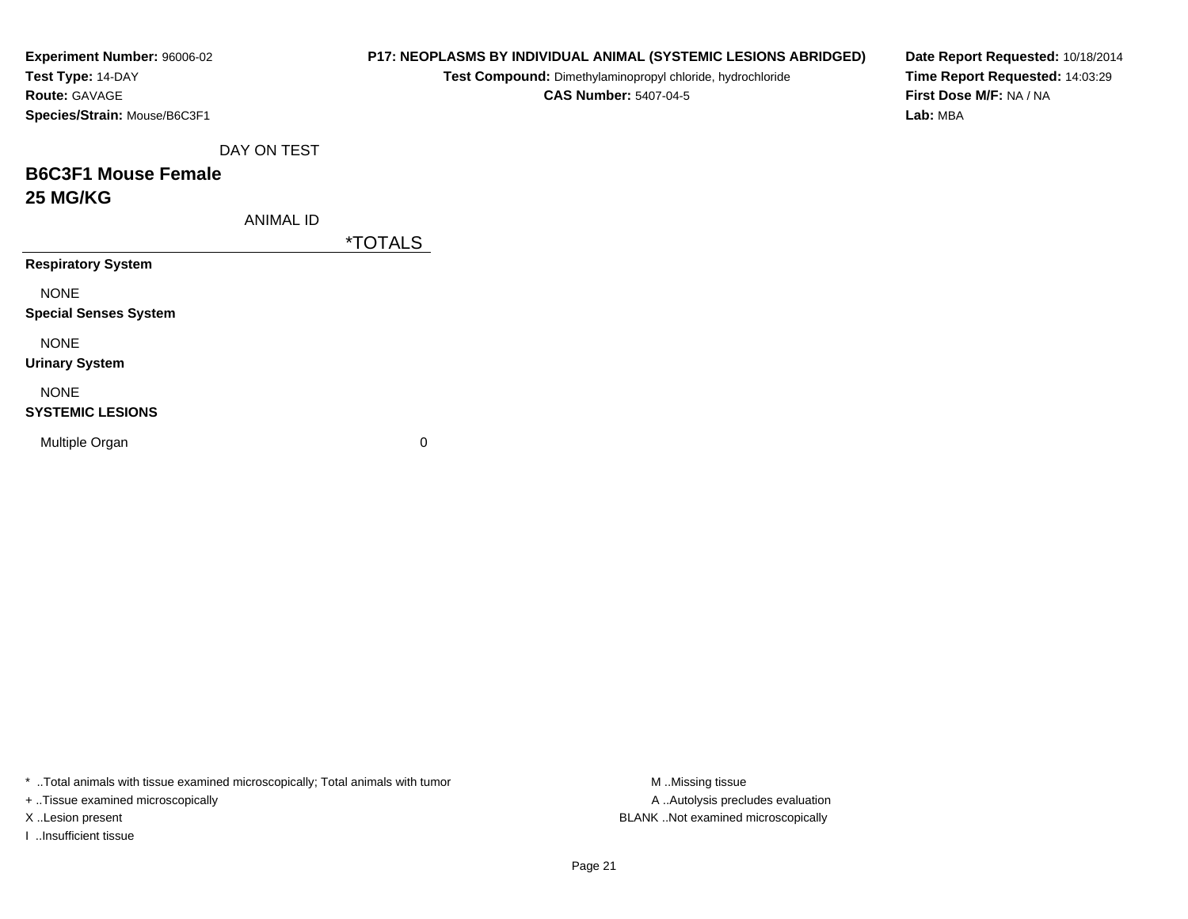**Experiment Number:** 96006-02
**Test Type:** 14-DAY
**Route:** GAVAGE
**Species/Strain:** Mouse/B6C3F1

**P17: NEOPLASMS BY INDIVIDUAL ANIMAL (SYSTEMIC LESIONS ABRIDGED)**
**Test Compound:** Dimethylaminopropyl chloride, hydrochloride
**CAS Number:** 5407-04-5

**Date Report Requested:** 10/18/2014
**Time Report Requested:** 14:03:29
**First Dose M/F:** NA / NA
**Lab:** MBA

DAY ON TEST

## B6C3F1 Mouse Female
## 25 MG/KG

| ANIMAL ID | *TOTALS |
|---|---|
| **Respiratory System** | |
| NONE | |
| **Special Senses System** | |
| NONE | |
| **Urinary System** | |
| NONE | |
| **SYSTEMIC LESIONS** | |
| Multiple Organ | 0 |

* ..Total animals with tissue examined microscopically; Total animals with tumor
+ ..Tissue examined microscopically
X ..Lesion present
I ..Insufficient tissue

M ..Missing tissue
A ..Autolysis precludes evaluation
BLANK ..Not examined microscopically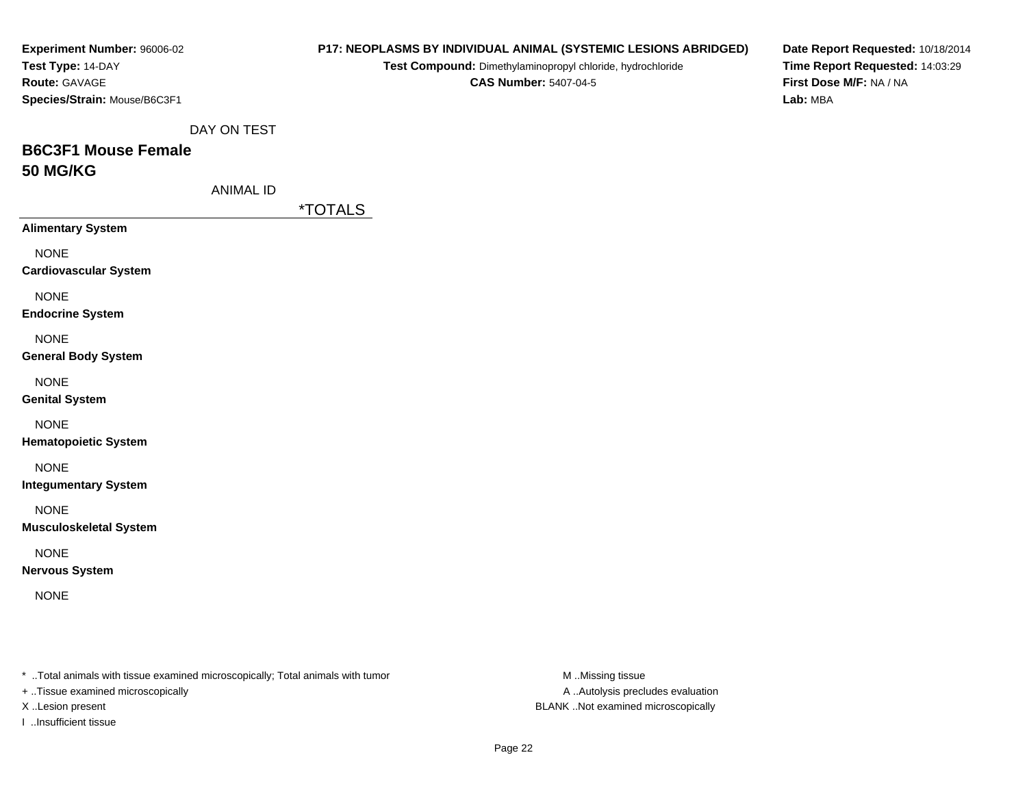**Experiment Number:** 96006-02
**Test Type:** 14-DAY
**Route:** GAVAGE
**Species/Strain:** Mouse/B6C3F1

**P17: NEOPLASMS BY INDIVIDUAL ANIMAL (SYSTEMIC LESIONS ABRIDGED)**
**Test Compound:** Dimethylaminopropyl chloride, hydrochloride
**CAS Number:** 5407-04-5

**Date Report Requested:** 10/18/2014
**Time Report Requested:** 14:03:29
**First Dose M/F:** NA / NA
**Lab:** MBA

DAY ON TEST

## B6C3F1 Mouse Female
## 50 MG/KG

ANIMAL ID

| | *TOTALS |
|---|---|
| **Alimentary System** | |
| NONE | |
| **Cardiovascular System** | |
| NONE | |
| **Endocrine System** | |
| NONE | |
| **General Body System** | |
| NONE | |
| **Genital System** | |
| NONE | |
| **Hematopoietic System** | |
| NONE | |
| **Integumentary System** | |
| NONE | |
| **Musculoskeletal System** | |
| NONE | |
| **Nervous System** | |
| NONE | |

* ..Total animals with tissue examined microscopically; Total animals with tumor
+ ..Tissue examined microscopically
X ..Lesion present
I ..Insufficient tissue

M ..Missing tissue
A ..Autolysis precludes evaluation
BLANK ..Not examined microscopically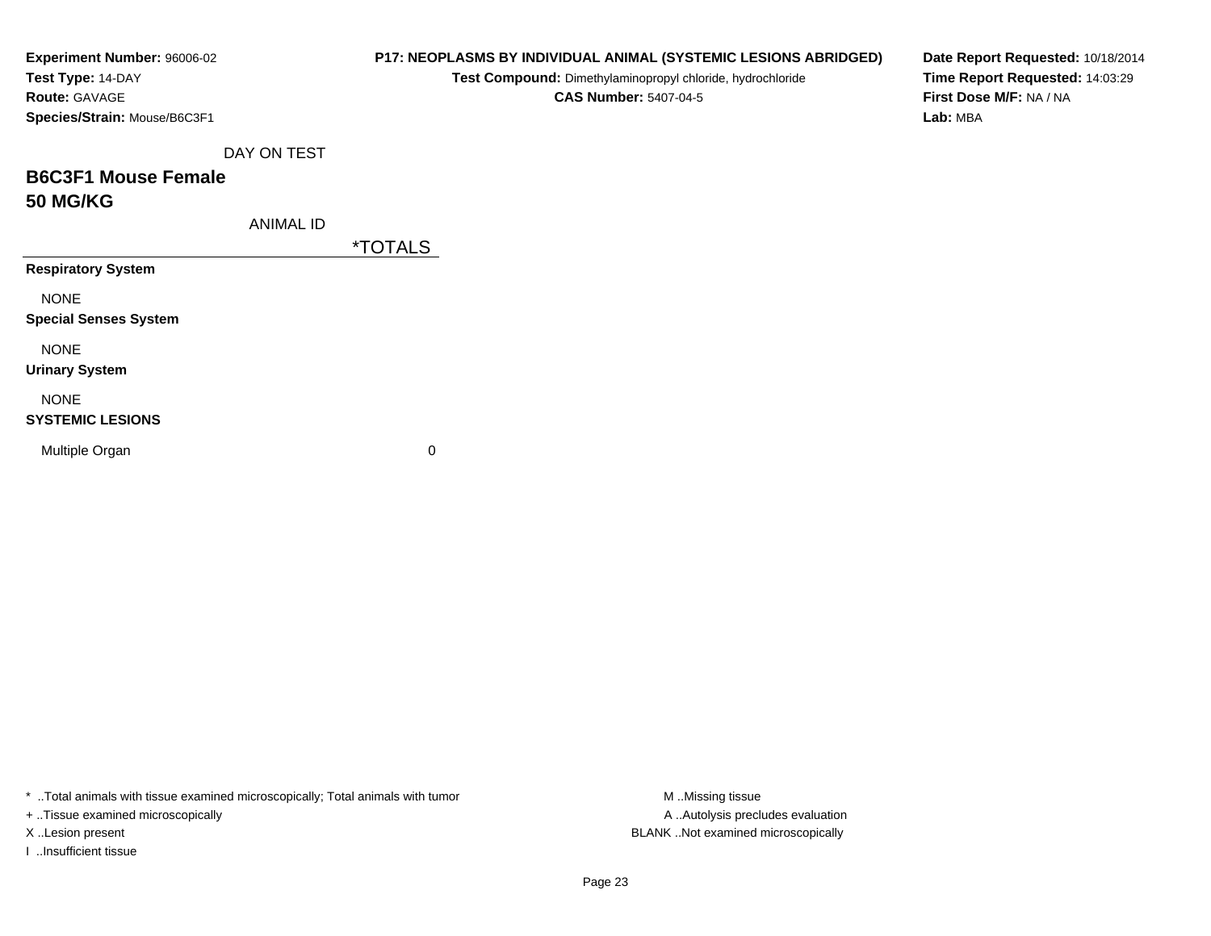**Experiment Number:** 96006-02
**Test Type:** 14-DAY
**Route:** GAVAGE
**Species/Strain:** Mouse/B6C3F1

**P17: NEOPLASMS BY INDIVIDUAL ANIMAL (SYSTEMIC LESIONS ABRIDGED)**
**Test Compound:** Dimethylaminopropyl chloride, hydrochloride
**CAS Number:** 5407-04-5

**Date Report Requested:** 10/18/2014
**Time Report Requested:** 14:03:29
**First Dose M/F:** NA / NA
**Lab:** MBA

DAY ON TEST

## B6C3F1 Mouse Female
## 50 MG/KG

| ANIMAL ID | *TOTALS |
|---|---|
| **Respiratory System** | |
| NONE | |
| **Special Senses System** | |
| NONE | |
| **Urinary System** | |
| NONE | |
| **SYSTEMIC LESIONS** | |
| Multiple Organ | 0 |

* ..Total animals with tissue examined microscopically; Total animals with tumor
+ ..Tissue examined microscopically
X ..Lesion present
I ..Insufficient tissue

M ..Missing tissue
A ..Autolysis precludes evaluation
BLANK ..Not examined microscopically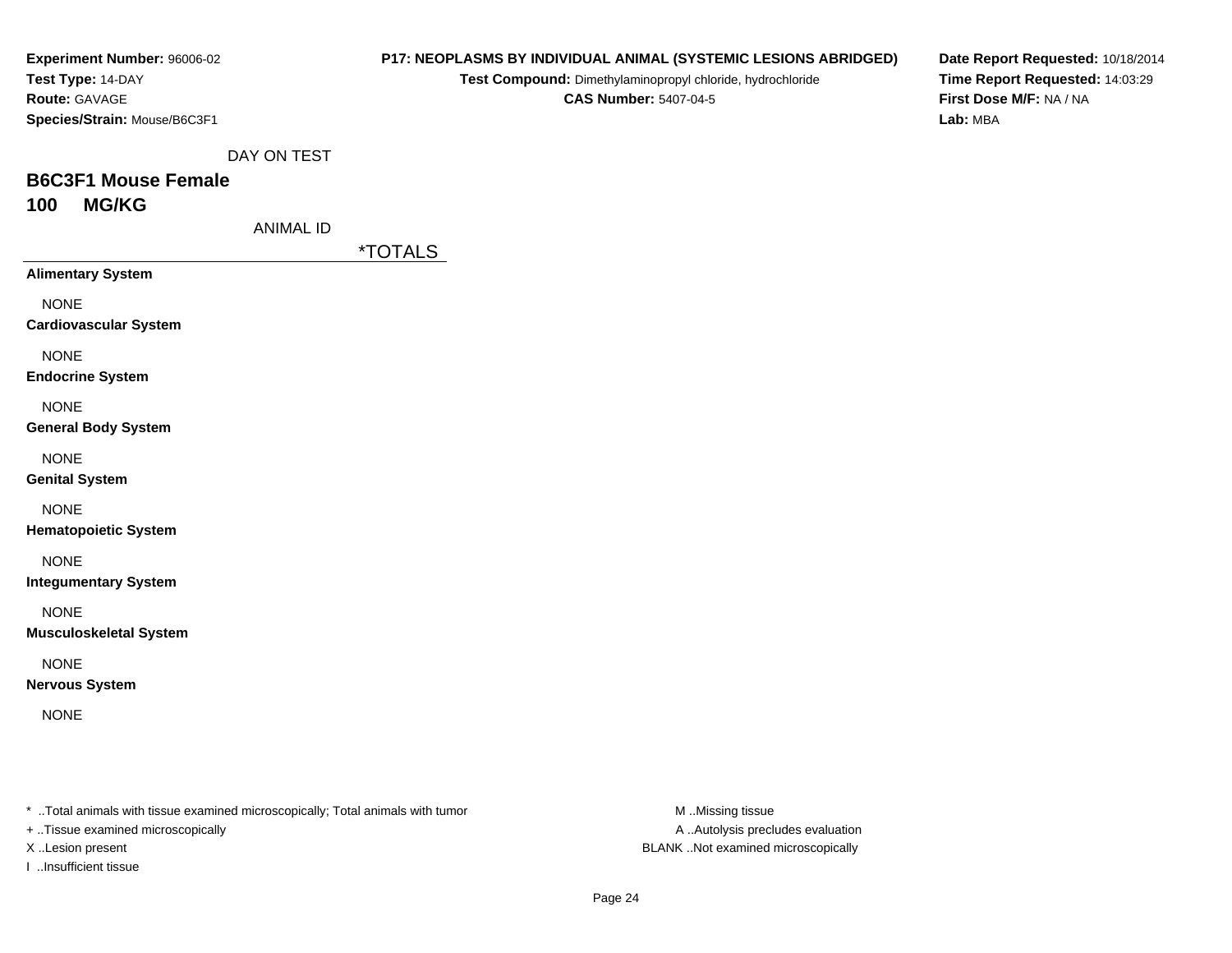**Experiment Number:** 96006-02
**Test Type:** 14-DAY
**Route:** GAVAGE
**Species/Strain:** Mouse/B6C3F1

**P17: NEOPLASMS BY INDIVIDUAL ANIMAL (SYSTEMIC LESIONS ABRIDGED)**
**Test Compound:** Dimethylaminopropyl chloride, hydrochloride
**CAS Number:** 5407-04-5

**Date Report Requested:** 10/18/2014
**Time Report Requested:** 14:03:29
**First Dose M/F:** NA / NA
**Lab:** MBA

DAY ON TEST

## B6C3F1 Mouse Female
## 100 MG/KG

ANIMAL ID

| | *TOTALS |
|---|---|
| **Alimentary System** | |
| NONE | |
| **Cardiovascular System** | |
| NONE | |
| **Endocrine System** | |
| NONE | |
| **General Body System** | |
| NONE | |
| **Genital System** | |
| NONE | |
| **Hematopoietic System** | |
| NONE | |
| **Integumentary System** | |
| NONE | |
| **Musculoskeletal System** | |
| NONE | |
| **Nervous System** | |
| NONE | |

* ..Total animals with tissue examined microscopically; Total animals with tumor
+ ..Tissue examined microscopically
X ..Lesion present
I ..Insufficient tissue

M ..Missing tissue
A ..Autolysis precludes evaluation
BLANK ..Not examined microscopically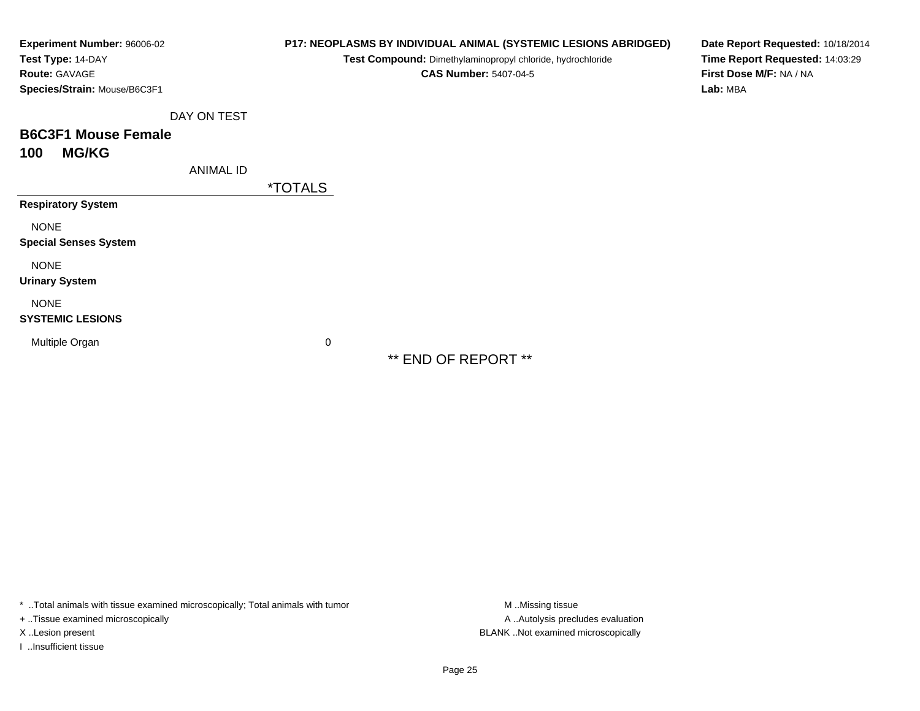**Experiment Number:** 96006-02
**Test Type:** 14-DAY
**Route:** GAVAGE
**Species/Strain:** Mouse/B6C3F1

**P17: NEOPLASMS BY INDIVIDUAL ANIMAL (SYSTEMIC LESIONS ABRIDGED)**
**Test Compound:** Dimethylaminopropyl chloride, hydrochloride
**CAS Number:** 5407-04-5

**Date Report Requested:** 10/18/2014
**Time Report Requested:** 14:03:29
**First Dose M/F:** NA / NA
**Lab:** MBA

DAY ON TEST

## B6C3F1 Mouse Female
## 100 MG/KG

ANIMAL ID

| | *TOTALS |
|---|---|
| **Respiratory System** | |
| NONE | |
| **Special Senses System** | |
| NONE | |
| **Urinary System** | |
| NONE | |
| **SYSTEMIC LESIONS** | |
| Multiple Organ | 0 |

** END OF REPORT **

* ..Total animals with tissue examined microscopically; Total animals with tumor
+ ..Tissue examined microscopically
X ..Lesion present
I ..Insufficient tissue

M ..Missing tissue
A ..Autolysis precludes evaluation
BLANK ..Not examined microscopically